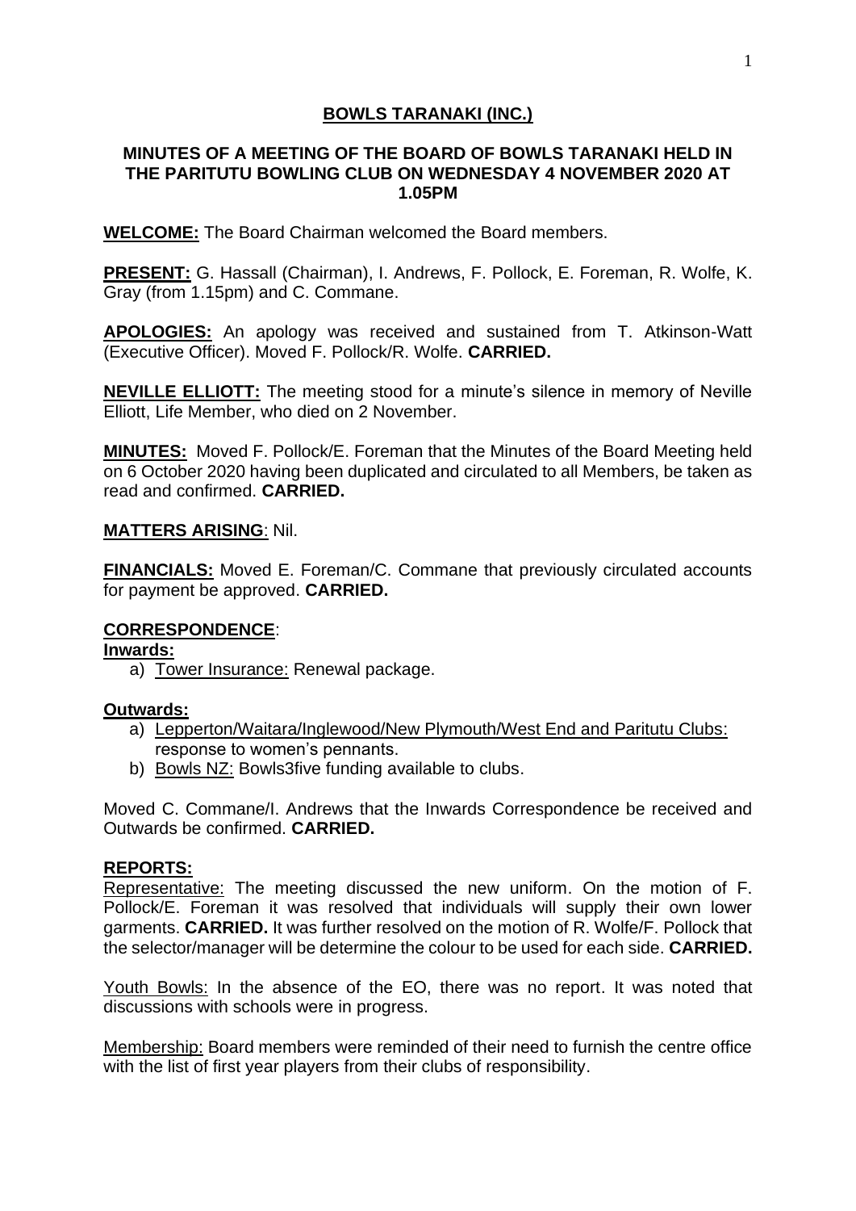# BOWLS TARANAKI (INC.)

## MINUTES OF A MEETING OF THE BOARD OF BOWLS TARANAKI HELD IN THE PARITUTU BOWLING CLUB ON WEDNESDAY 4 NOVEMBER 2020 AT 1.05PM

**WELCOME:** The Board Chairman welcomed the Board members.

**PRESENT:** G. Hassall (Chairman), I. Andrews, F. Pollock, E. Foreman, R. Wolfe, K. Gray (from 1.15pm) and C. Commane.

**APOLOGIES:** An apology was received and sustained from T. Atkinson-Watt (Executive Officer). Moved F. Pollock/R. Wolfe. **CARRIED.**

**NEVILLE ELLIOTT:** The meeting stood for a minute's silence in memory of Neville Elliott, Life Member, who died on 2 November.

**MINUTES:** Moved F. Pollock/E. Foreman that the Minutes of the Board Meeting held on 6 October 2020 having been duplicated and circulated to all Members, be taken as read and confirmed. **CARRIED.**

**MATTERS ARISING**: Nil.

**FINANCIALS:** Moved E. Foreman/C. Commane that previously circulated accounts for payment be approved. **CARRIED.**

**CORRESPONDENCE**:

**Inwards:**

a) Tower Insurance: Renewal package.

**Outwards:**

a) Lepperton/Waitara/Inglewood/New Plymouth/West End and Paritutu Clubs: response to women's pennants.
b) Bowls NZ: Bowls3five funding available to clubs.

Moved C. Commane/I. Andrews that the Inwards Correspondence be received and Outwards be confirmed. **CARRIED.**

**REPORTS:**

Representative: The meeting discussed the new uniform. On the motion of F. Pollock/E. Foreman it was resolved that individuals will supply their own lower garments. **CARRIED.** It was further resolved on the motion of R. Wolfe/F. Pollock that the selector/manager will be determine the colour to be used for each side. **CARRIED.**

Youth Bowls: In the absence of the EO, there was no report. It was noted that discussions with schools were in progress.

Membership: Board members were reminded of their need to furnish the centre office with the list of first year players from their clubs of responsibility.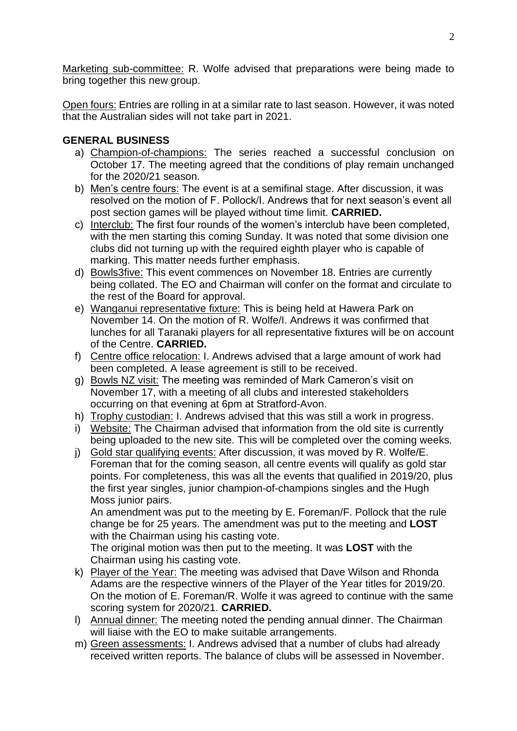Marketing sub-committee: R. Wolfe advised that preparations were being made to bring together this new group.

Open fours: Entries are rolling in at a similar rate to last season. However, it was noted that the Australian sides will not take part in 2021.

## GENERAL BUSINESS

a) Champion-of-champions: The series reached a successful conclusion on October 17. The meeting agreed that the conditions of play remain unchanged for the 2020/21 season.

b) Men's centre fours: The event is at a semifinal stage. After discussion, it was resolved on the motion of F. Pollock/I. Andrews that for next season's event all post section games will be played without time limit. **CARRIED.**

c) Interclub: The first four rounds of the women's interclub have been completed, with the men starting this coming Sunday. It was noted that some division one clubs did not turning up with the required eighth player who is capable of marking. This matter needs further emphasis.

d) Bowls3five: This event commences on November 18. Entries are currently being collated. The EO and Chairman will confer on the format and circulate to the rest of the Board for approval.

e) Wanganui representative fixture: This is being held at Hawera Park on November 14. On the motion of R. Wolfe/I. Andrews it was confirmed that lunches for all Taranaki players for all representative fixtures will be on account of the Centre. **CARRIED.**

f) Centre office relocation: I. Andrews advised that a large amount of work had been completed. A lease agreement is still to be received.

g) Bowls NZ visit: The meeting was reminded of Mark Cameron's visit on November 17, with a meeting of all clubs and interested stakeholders occurring on that evening at 6pm at Stratford-Avon.

h) Trophy custodian: I. Andrews advised that this was still a work in progress.

i) Website: The Chairman advised that information from the old site is currently being uploaded to the new site. This will be completed over the coming weeks.

j) Gold star qualifying events: After discussion, it was moved by R. Wolfe/E. Foreman that for the coming season, all centre events will qualify as gold star points. For completeness, this was all the events that qualified in 2019/20, plus the first year singles, junior champion-of-champions singles and the Hugh Moss junior pairs.

   An amendment was put to the meeting by E. Foreman/F. Pollock that the rule change be for 25 years. The amendment was put to the meeting and **LOST** with the Chairman using his casting vote.

   The original motion was then put to the meeting. It was **LOST** with the Chairman using his casting vote.

k) Player of the Year: The meeting was advised that Dave Wilson and Rhonda Adams are the respective winners of the Player of the Year titles for 2019/20. On the motion of E. Foreman/R. Wolfe it was agreed to continue with the same scoring system for 2020/21. **CARRIED.**

l) Annual dinner: The meeting noted the pending annual dinner. The Chairman will liaise with the EO to make suitable arrangements.

m) Green assessments: I. Andrews advised that a number of clubs had already received written reports. The balance of clubs will be assessed in November.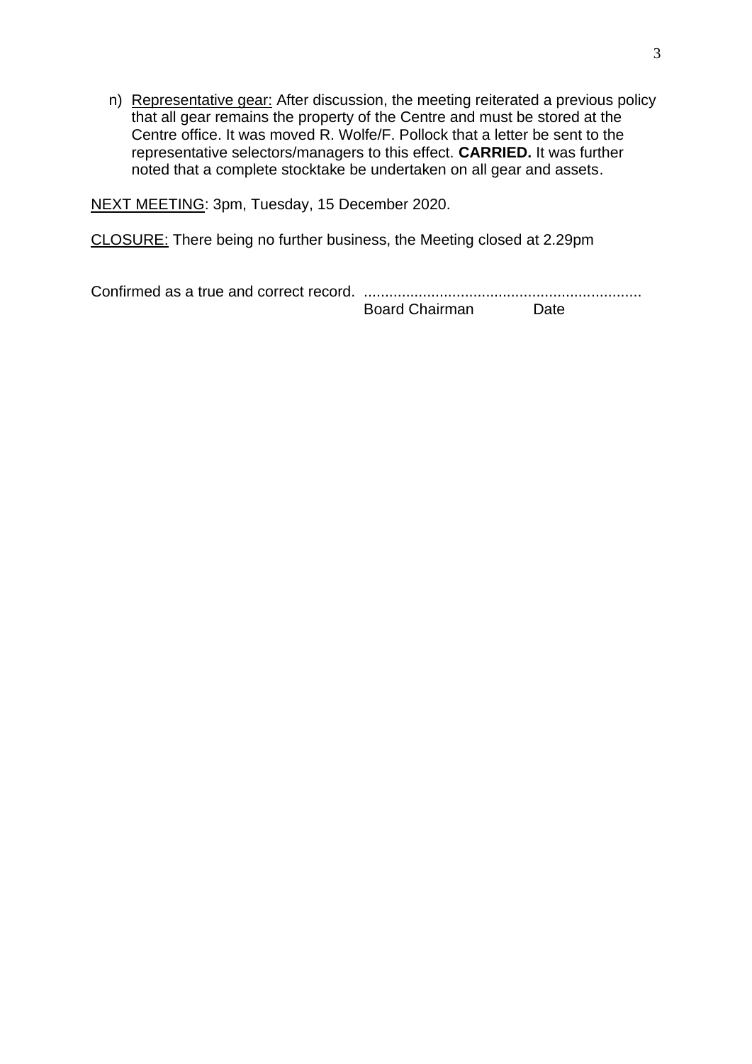n) Representative gear: After discussion, the meeting reiterated a previous policy that all gear remains the property of the Centre and must be stored at the Centre office. It was moved R. Wolfe/F. Pollock that a letter be sent to the representative selectors/managers to this effect. **CARRIED.** It was further noted that a complete stocktake be undertaken on all gear and assets.

NEXT MEETING: 3pm, Tuesday, 15 December 2020.

CLOSURE: There being no further business, the Meeting closed at 2.29pm

Confirmed as a true and correct record. ..................................................................

Board Chairman    Date